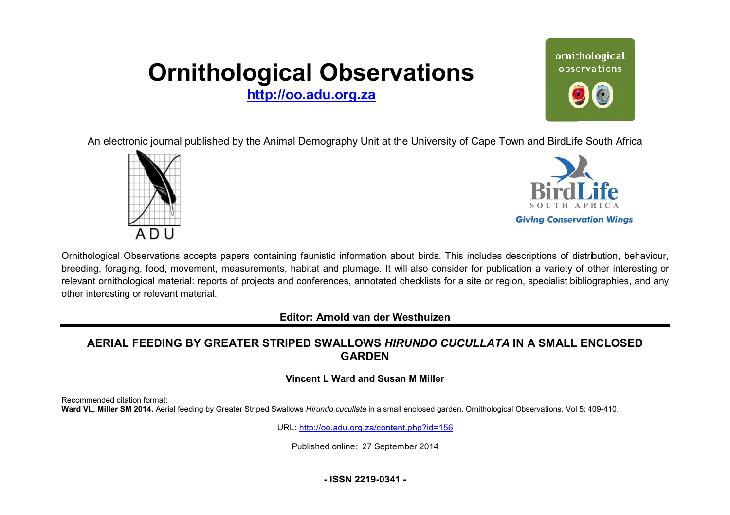# Ornithological Observations

**http://oo.adu.org.za**

An electronic journal published by the Animal Demography Unit at the University of Cape Town and BirdLife South Africa

Ornithological Observations accepts papers containing faunistic information about birds. This includes descriptions of distribution, behaviour, breeding, foraging, food, movement, measurements, habitat and plumage. It will also consider for publication a variety of other interesting or relevant ornithological material: reports of projects and conferences, annotated checklists for a site or region, specialist bibliographies, and any other interesting or relevant material.

**Editor: Arnold van der Westhuizen**

## AERIAL FEEDING BY GREATER STRIPED SWALLOWS *HIRUNDO CUCULLATA* IN A SMALL ENCLOSED GARDEN

**Vincent L Ward and Susan M Miller**

Recommended citation format:
**Ward VL, Miller SM 2014.** Aerial feeding by Greater Striped Swallows *Hirundo cucullata* in a small enclosed garden, Ornithological Observations, Vol 5: 409-410.

URL: http://oo.adu.org.za/content.php?id=156

Published online: 27 September 2014

**- ISSN 2219-0341 -**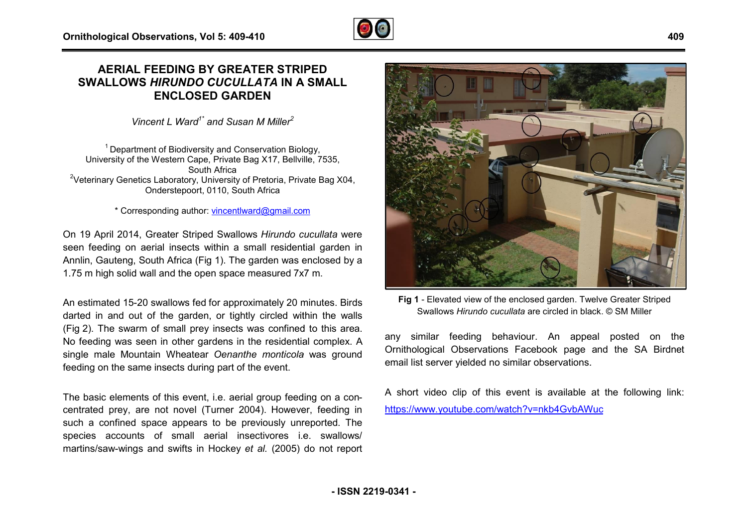# AERIAL FEEDING BY GREATER STRIPED SWALLOWS *HIRUNDO CUCULLATA* IN A SMALL ENCLOSED GARDEN

*Vincent L Ward[1*] and Susan M Miller[2]*

[1] Department of Biodiversity and Conservation Biology, University of the Western Cape, Private Bag X17, Bellville, 7535, South Africa
[2] Veterinary Genetics Laboratory, University of Pretoria, Private Bag X04, Onderstepoort, 0110, South Africa

\* Corresponding author: vincentlward@gmail.com

On 19 April 2014, Greater Striped Swallows *Hirundo cucullata* were seen feeding on aerial insects within a small residential garden in Annlin, Gauteng, South Africa (Fig 1). The garden was enclosed by a 1.75 m high solid wall and the open space measured 7x7 m.

An estimated 15-20 swallows fed for approximately 20 minutes. Birds darted in and out of the garden, or tightly circled within the walls (Fig 2). The swarm of small prey insects was confined to this area. No feeding was seen in other gardens in the residential complex. A single male Mountain Wheatear *Oenanthe monticola* was ground feeding on the same insects during part of the event.

The basic elements of this event, i.e. aerial group feeding on a concentrated prey, are not novel (Turner 2004). However, feeding in such a confined space appears to be previously unreported. The species accounts of small aerial insectivores i.e. swallows/ martins/saw-wings and swifts in Hockey *et al.* (2005) do not report any similar feeding behaviour. An appeal posted on the Ornithological Observations Facebook page and the SA Birdnet email list server yielded no similar observations.

**Fig 1** - Elevated view of the enclosed garden. Twelve Greater Striped Swallows *Hirundo cucullata* are circled in black. © SM Miller

A short video clip of this event is available at the following link: https://www.youtube.com/watch?v=nkb4GvbAWuc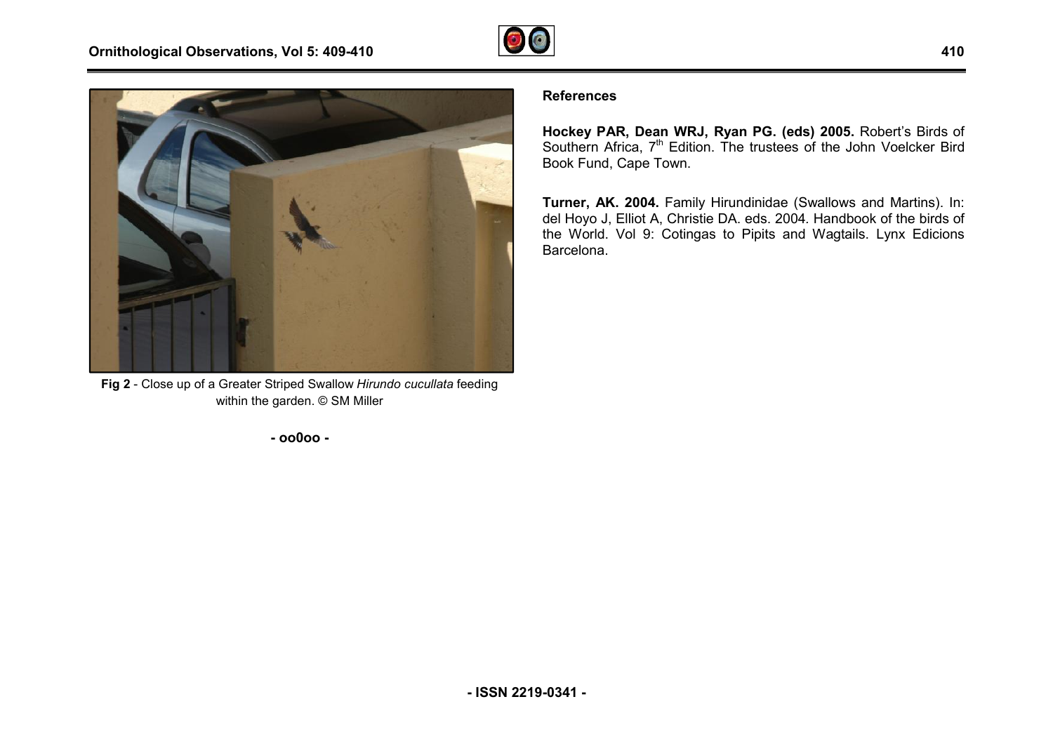Fig 2 - Close up of a Greater Striped Swallow *Hirundo cucullata* feeding within the garden. © SM Miller

- oo0oo -

## References

**Hockey PAR, Dean WRJ, Ryan PG. (eds) 2005.** Robert's Birds of Southern Africa, 7th Edition. The trustees of the John Voelcker Bird Book Fund, Cape Town.

**Turner, AK. 2004.** Family Hirundinidae (Swallows and Martins). In: del Hoyo J, Elliot A, Christie DA. eds. 2004. Handbook of the birds of the World. Vol 9: Cotingas to Pipits and Wagtails. Lynx Edicions Barcelona.